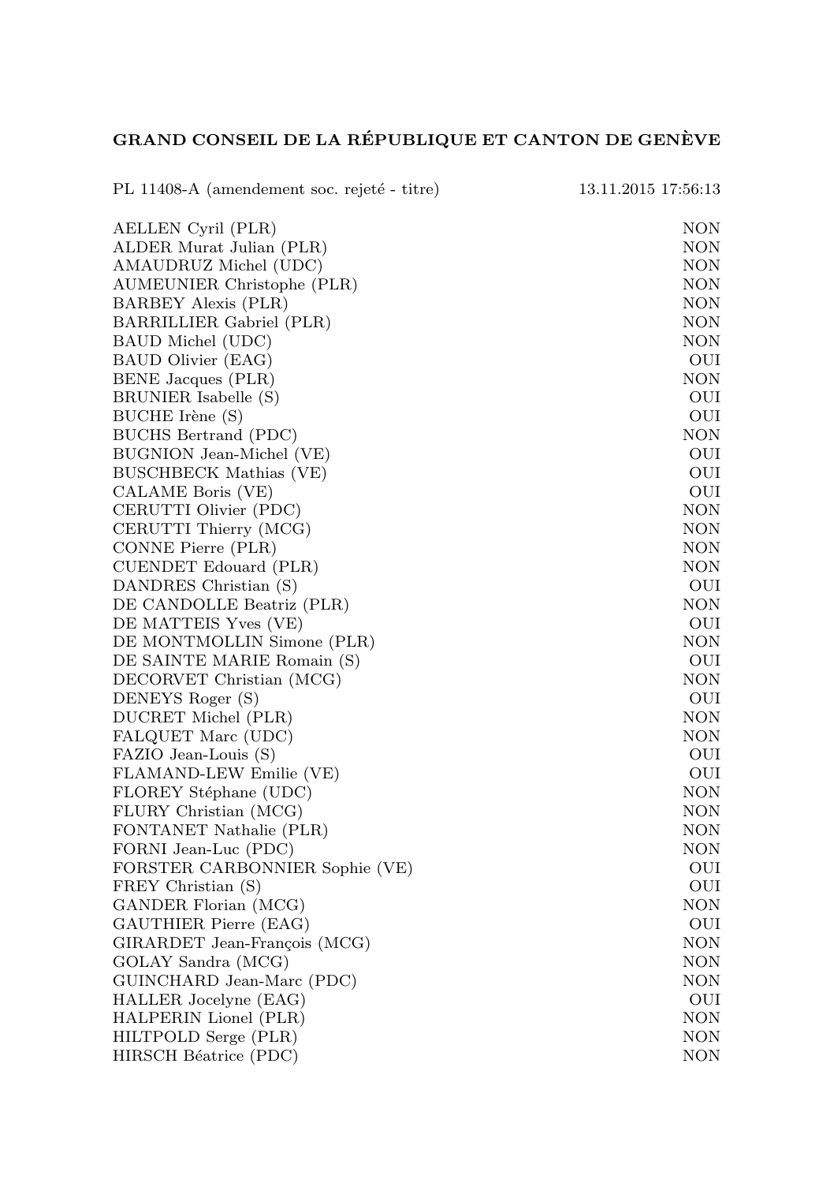# GRAND CONSEIL DE LA RÉPUBLIQUE ET CANTON DE GENÈVE

PL 11408-A (amendement soc. rejeté - titre) 13.11.2015 17:56:13

| | |
|---|---|
| AELLEN Cyril (PLR) | NON |
| ALDER Murat Julian (PLR) | NON |
| AMAUDRUZ Michel (UDC) | NON |
| AUMEUNIER Christophe (PLR) | NON |
| BARBEY Alexis (PLR) | NON |
| BARRILLIER Gabriel (PLR) | NON |
| BAUD Michel (UDC) | NON |
| BAUD Olivier (EAG) | OUI |
| BENE Jacques (PLR) | NON |
| BRUNIER Isabelle (S) | OUI |
| BUCHE Irène (S) | OUI |
| BUCHS Bertrand (PDC) | NON |
| BUGNION Jean-Michel (VE) | OUI |
| BUSCHBECK Mathias (VE) | OUI |
| CALAME Boris (VE) | OUI |
| CERUTTI Olivier (PDC) | NON |
| CERUTTI Thierry (MCG) | NON |
| CONNE Pierre (PLR) | NON |
| CUENDET Edouard (PLR) | NON |
| DANDRES Christian (S) | OUI |
| DE CANDOLLE Beatriz (PLR) | NON |
| DE MATTEIS Yves (VE) | OUI |
| DE MONTMOLLIN Simone (PLR) | NON |
| DE SAINTE MARIE Romain (S) | OUI |
| DECORVET Christian (MCG) | NON |
| DENEYS Roger (S) | OUI |
| DUCRET Michel (PLR) | NON |
| FALQUET Marc (UDC) | NON |
| FAZIO Jean-Louis (S) | OUI |
| FLAMAND-LEW Emilie (VE) | OUI |
| FLOREY Stéphane (UDC) | NON |
| FLURY Christian (MCG) | NON |
| FONTANET Nathalie (PLR) | NON |
| FORNI Jean-Luc (PDC) | NON |
| FORSTER CARBONNIER Sophie (VE) | OUI |
| FREY Christian (S) | OUI |
| GANDER Florian (MCG) | NON |
| GAUTHIER Pierre (EAG) | OUI |
| GIRARDET Jean-François (MCG) | NON |
| GOLAY Sandra (MCG) | NON |
| GUINCHARD Jean-Marc (PDC) | NON |
| HALLER Jocelyne (EAG) | OUI |
| HALPERIN Lionel (PLR) | NON |
| HILTPOLD Serge (PLR) | NON |
| HIRSCH Béatrice (PDC) | NON |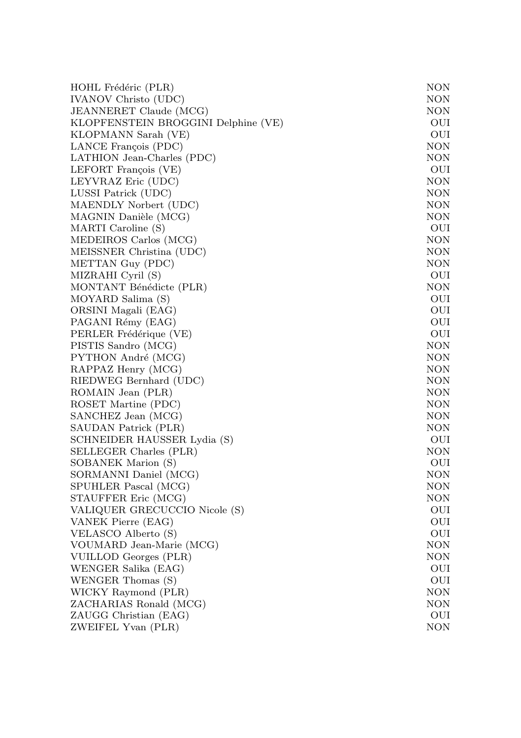| | |
|---|---|
| HOHL Frédéric (PLR) | NON |
| IVANOV Christo (UDC) | NON |
| JEANNERET Claude (MCG) | NON |
| KLOPFENSTEIN BROGGINI Delphine (VE) | OUI |
| KLOPMANN Sarah (VE) | OUI |
| LANCE François (PDC) | NON |
| LATHION Jean-Charles (PDC) | NON |
| LEFORT François (VE) | OUI |
| LEYVRAZ Eric (UDC) | NON |
| LUSSI Patrick (UDC) | NON |
| MAENDLY Norbert (UDC) | NON |
| MAGNIN Danièle (MCG) | NON |
| MARTI Caroline (S) | OUI |
| MEDEIROS Carlos (MCG) | NON |
| MEISSNER Christina (UDC) | NON |
| METTAN Guy (PDC) | NON |
| MIZRAHI Cyril (S) | OUI |
| MONTANT Bénédicte (PLR) | NON |
| MOYARD Salima (S) | OUI |
| ORSINI Magali (EAG) | OUI |
| PAGANI Rémy (EAG) | OUI |
| PERLER Frédérique (VE) | OUI |
| PISTIS Sandro (MCG) | NON |
| PYTHON André (MCG) | NON |
| RAPPAZ Henry (MCG) | NON |
| RIEDWEG Bernhard (UDC) | NON |
| ROMAIN Jean (PLR) | NON |
| ROSET Martine (PDC) | NON |
| SANCHEZ Jean (MCG) | NON |
| SAUDAN Patrick (PLR) | NON |
| SCHNEIDER HAUSSER Lydia (S) | OUI |
| SELLEGER Charles (PLR) | NON |
| SOBANEK Marion (S) | OUI |
| SORMANNI Daniel (MCG) | NON |
| SPUHLER Pascal (MCG) | NON |
| STAUFFER Eric (MCG) | NON |
| VALIQUER GRECUCCIO Nicole (S) | OUI |
| VANEK Pierre (EAG) | OUI |
| VELASCO Alberto (S) | OUI |
| VOUMARD Jean-Marie (MCG) | NON |
| VUILLOD Georges (PLR) | NON |
| WENGER Salika (EAG) | OUI |
| WENGER Thomas (S) | OUI |
| WICKY Raymond (PLR) | NON |
| ZACHARIAS Ronald (MCG) | NON |
| ZAUGG Christian (EAG) | OUI |
| ZWEIFEL Yvan (PLR) | NON |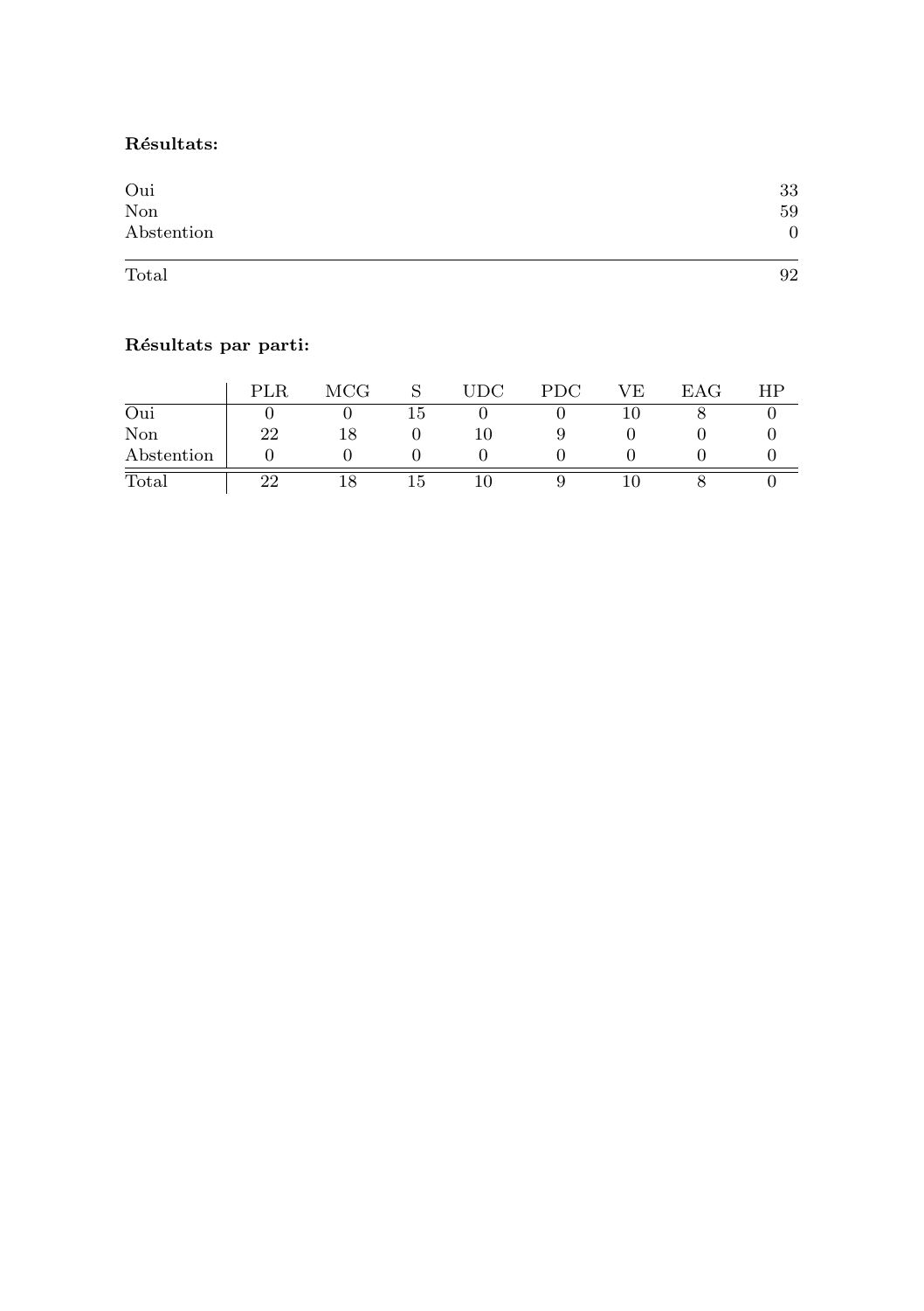**Résultats:**

| | |
|---|---|
| Oui | 33 |
| Non | 59 |
| Abstention | 0 |
| Total | 92 |

**Résultats par parti:**

| | PLR | MCG | S | UDC | PDC | VE | EAG | HP |
|---|---|---|---|---|---|---|---|---|
| Oui | 0 | 0 | 15 | 0 | 0 | 10 | 8 | 0 |
| Non | 22 | 18 | 0 | 10 | 9 | 0 | 0 | 0 |
| Abstention | 0 | 0 | 0 | 0 | 0 | 0 | 0 | 0 |
| Total | 22 | 18 | 15 | 10 | 9 | 10 | 8 | 0 |